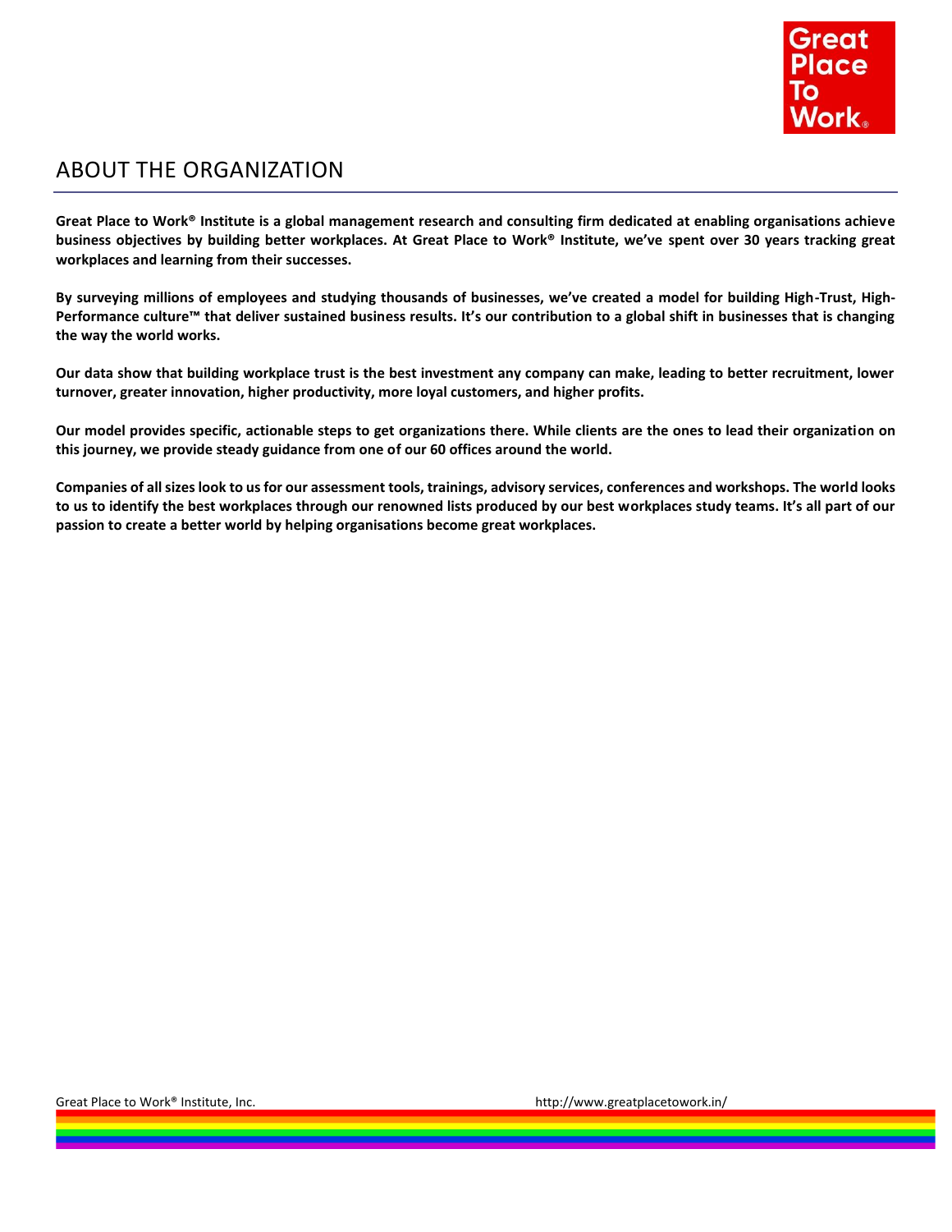# ABOUT THE ORGANIZATION

**Great Place to Work® Institute is a global management research and consulting firm dedicated at enabling organisations achieve business objectives by building better workplaces. At Great Place to Work® Institute, we've spent over 30 years tracking great workplaces and learning from their successes.**

**By surveying millions of employees and studying thousands of businesses, we've created a model for building High-Trust, High-Performance culture™ that deliver sustained business results. It's our contribution to a global shift in businesses that is changing the way the world works.**

**Our data show that building workplace trust is the best investment any company can make, leading to better recruitment, lower turnover, greater innovation, higher productivity, more loyal customers, and higher profits.**

**Our model provides specific, actionable steps to get organizations there. While clients are the ones to lead their organization on this journey, we provide steady guidance from one of our 60 offices around the world.**

**Companies of all sizes look to us for our assessment tools, trainings, advisory services, conferences and workshops. The world looks to us to identify the best workplaces through our renowned lists produced by our best workplaces study teams. It's all part of our passion to create a better world by helping organisations become great workplaces.**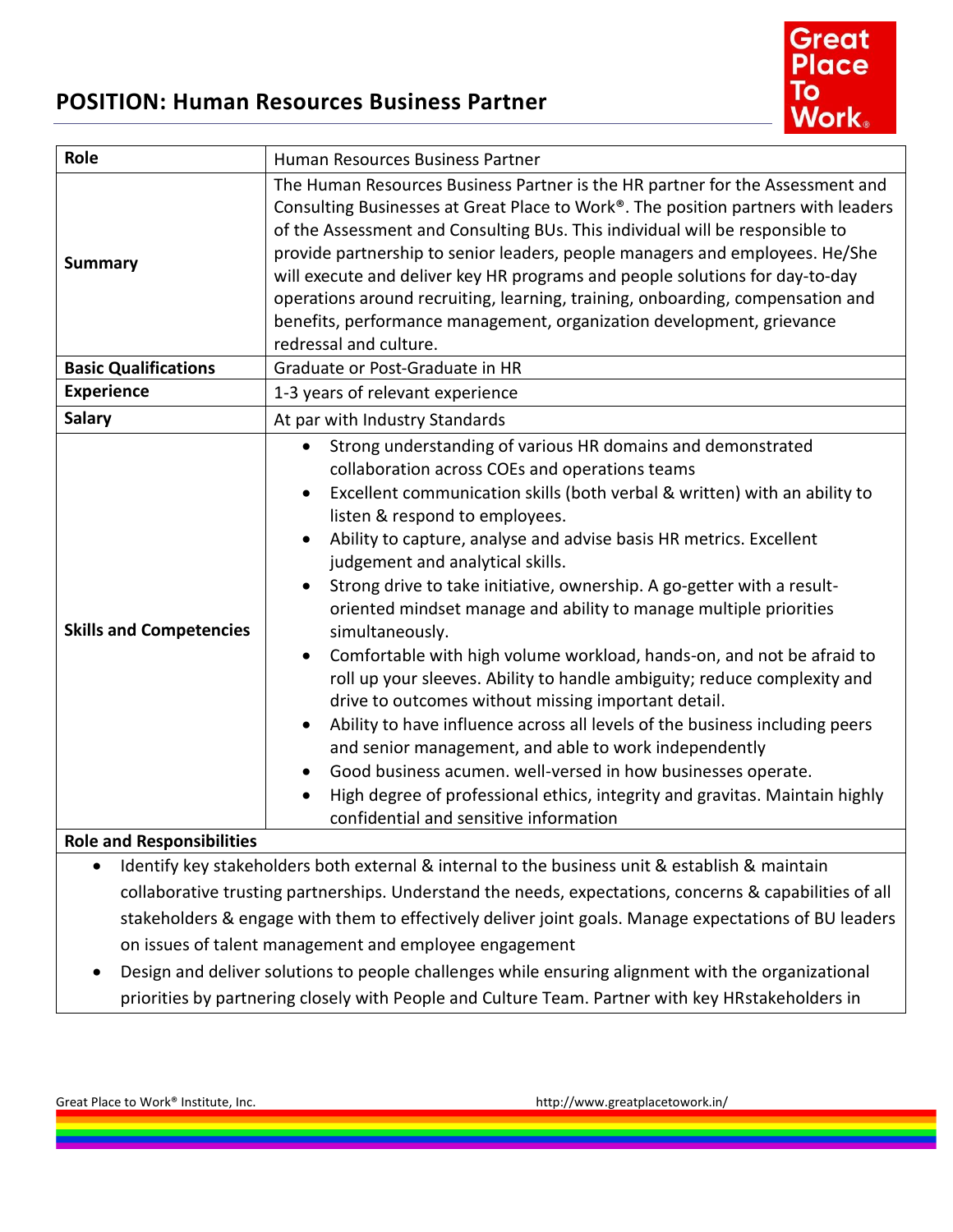## POSITION: Human Resources Business Partner

| Role | Human Resources Business Partner |
|---|---|
| Summary | The Human Resources Business Partner is the HR partner for the Assessment and Consulting Businesses at Great Place to Work®. The position partners with leaders of the Assessment and Consulting BUs. This individual will be responsible to provide partnership to senior leaders, people managers and employees. He/She will execute and deliver key HR programs and people solutions for day-to-day operations around recruiting, learning, training, onboarding, compensation and benefits, performance management, organization development, grievance redressal and culture. |
| Basic Qualifications | Graduate or Post-Graduate in HR |
| Experience | 1-3 years of relevant experience |
| Salary | At par with Industry Standards |
| Skills and Competencies | • Strong understanding of various HR domains and demonstrated collaboration across COEs and operations teams<br>• Excellent communication skills (both verbal & written) with an ability to listen & respond to employees.<br>• Ability to capture, analyse and advise basis HR metrics. Excellent judgement and analytical skills.<br>• Strong drive to take initiative, ownership. A go-getter with a result-oriented mindset manage and ability to manage multiple priorities simultaneously.<br>• Comfortable with high volume workload, hands-on, and not be afraid to roll up your sleeves. Ability to handle ambiguity; reduce complexity and drive to outcomes without missing important detail.<br>• Ability to have influence across all levels of the business including peers and senior management, and able to work independently<br>• Good business acumen. well-versed in how businesses operate.<br>• High degree of professional ethics, integrity and gravitas. Maintain highly confidential and sensitive information |

**Role and Responsibilities**

- Identify key stakeholders both external & internal to the business unit & establish & maintain collaborative trusting partnerships. Understand the needs, expectations, concerns & capabilities of all stakeholders & engage with them to effectively deliver joint goals. Manage expectations of BU leaders on issues of talent management and employee engagement
- Design and deliver solutions to people challenges while ensuring alignment with the organizational priorities by partnering closely with People and Culture Team. Partner with key HRstakeholders in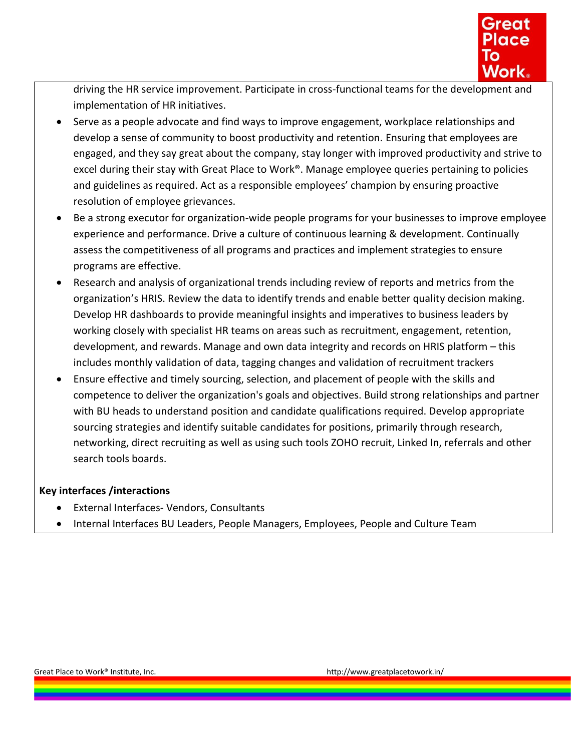driving the HR service improvement. Participate in cross-functional teams for the development and implementation of HR initiatives.

- Serve as a people advocate and find ways to improve engagement, workplace relationships and develop a sense of community to boost productivity and retention. Ensuring that employees are engaged, and they say great about the company, stay longer with improved productivity and strive to excel during their stay with Great Place to Work®. Manage employee queries pertaining to policies and guidelines as required. Act as a responsible employees' champion by ensuring proactive resolution of employee grievances.
- Be a strong executor for organization-wide people programs for your businesses to improve employee experience and performance. Drive a culture of continuous learning & development. Continually assess the competitiveness of all programs and practices and implement strategies to ensure programs are effective.
- Research and analysis of organizational trends including review of reports and metrics from the organization's HRIS. Review the data to identify trends and enable better quality decision making. Develop HR dashboards to provide meaningful insights and imperatives to business leaders by working closely with specialist HR teams on areas such as recruitment, engagement, retention, development, and rewards. Manage and own data integrity and records on HRIS platform – this includes monthly validation of data, tagging changes and validation of recruitment trackers
- Ensure effective and timely sourcing, selection, and placement of people with the skills and competence to deliver the organization's goals and objectives. Build strong relationships and partner with BU heads to understand position and candidate qualifications required. Develop appropriate sourcing strategies and identify suitable candidates for positions, primarily through research, networking, direct recruiting as well as using such tools ZOHO recruit, Linked In, referrals and other search tools boards.

**Key interfaces /interactions**

- External Interfaces- Vendors, Consultants
- Internal Interfaces BU Leaders, People Managers, Employees, People and Culture Team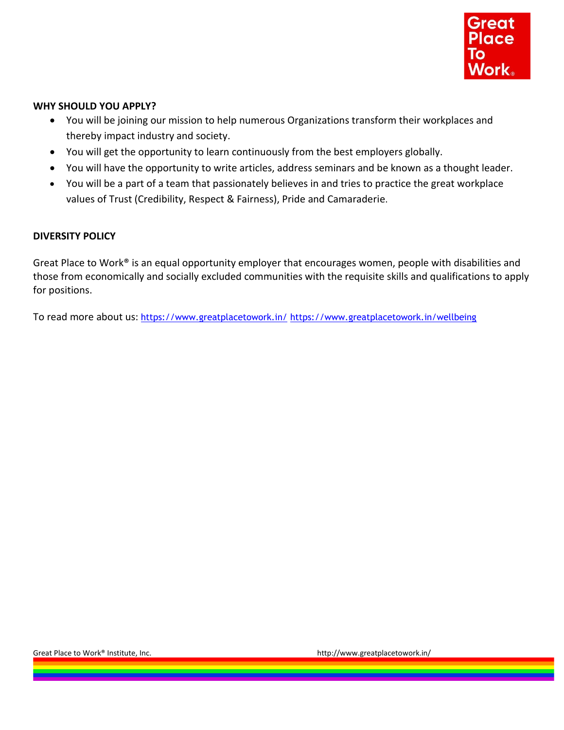**WHY SHOULD YOU APPLY?**

- You will be joining our mission to help numerous Organizations transform their workplaces and thereby impact industry and society.
- You will get the opportunity to learn continuously from the best employers globally.
- You will have the opportunity to write articles, address seminars and be known as a thought leader.
- You will be a part of a team that passionately believes in and tries to practice the great workplace values of Trust (Credibility, Respect & Fairness), Pride and Camaraderie.

**DIVERSITY POLICY**

Great Place to Work® is an equal opportunity employer that encourages women, people with disabilities and those from economically and socially excluded communities with the requisite skills and qualifications to apply for positions.

To read more about us: https://www.greatplacetowork.in/ https://www.greatplacetowork.in/wellbeing